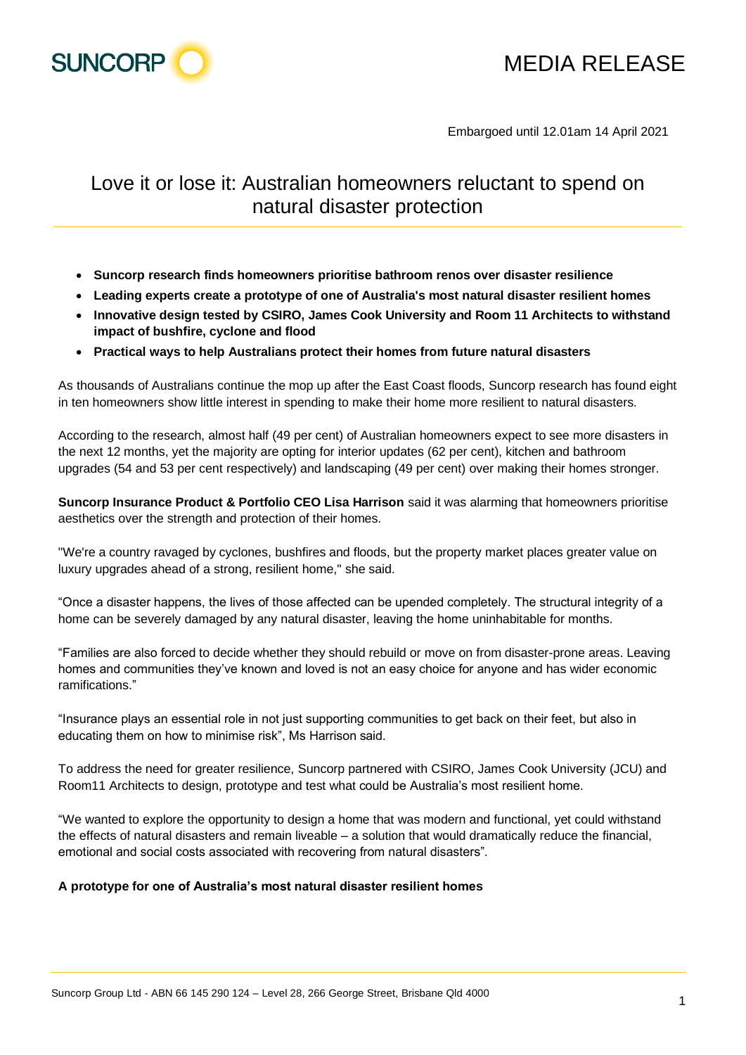MEDIA RELEASE

Embargoed until 12.01am 14 April 2021

# Love it or lose it: Australian homeowners reluctant to spend on natural disaster protection

- **Suncorp research finds homeowners prioritise bathroom renos over disaster resilience**
- **Leading experts create a prototype of one of Australia's most natural disaster resilient homes**
- **Innovative design tested by CSIRO, James Cook University and Room 11 Architects to withstand impact of bushfire, cyclone and flood**
- **Practical ways to help Australians protect their homes from future natural disasters**

As thousands of Australians continue the mop up after the East Coast floods, Suncorp research has found eight in ten homeowners show little interest in spending to make their home more resilient to natural disasters.

According to the research, almost half (49 per cent) of Australian homeowners expect to see more disasters in the next 12 months, yet the majority are opting for interior updates (62 per cent), kitchen and bathroom upgrades (54 and 53 per cent respectively) and landscaping (49 per cent) over making their homes stronger.

**Suncorp Insurance Product & Portfolio CEO Lisa Harrison** said it was alarming that homeowners prioritise aesthetics over the strength and protection of their homes.

"We're a country ravaged by cyclones, bushfires and floods, but the property market places greater value on luxury upgrades ahead of a strong, resilient home," she said.

"Once a disaster happens, the lives of those affected can be upended completely. The structural integrity of a home can be severely damaged by any natural disaster, leaving the home uninhabitable for months.

"Families are also forced to decide whether they should rebuild or move on from disaster-prone areas. Leaving homes and communities they've known and loved is not an easy choice for anyone and has wider economic ramifications."

"Insurance plays an essential role in not just supporting communities to get back on their feet, but also in educating them on how to minimise risk", Ms Harrison said.

To address the need for greater resilience, Suncorp partnered with CSIRO, James Cook University (JCU) and Room11 Architects to design, prototype and test what could be Australia's most resilient home.

"We wanted to explore the opportunity to design a home that was modern and functional, yet could withstand the effects of natural disasters and remain liveable – a solution that would dramatically reduce the financial, emotional and social costs associated with recovering from natural disasters".

**A prototype for one of Australia's most natural disaster resilient homes**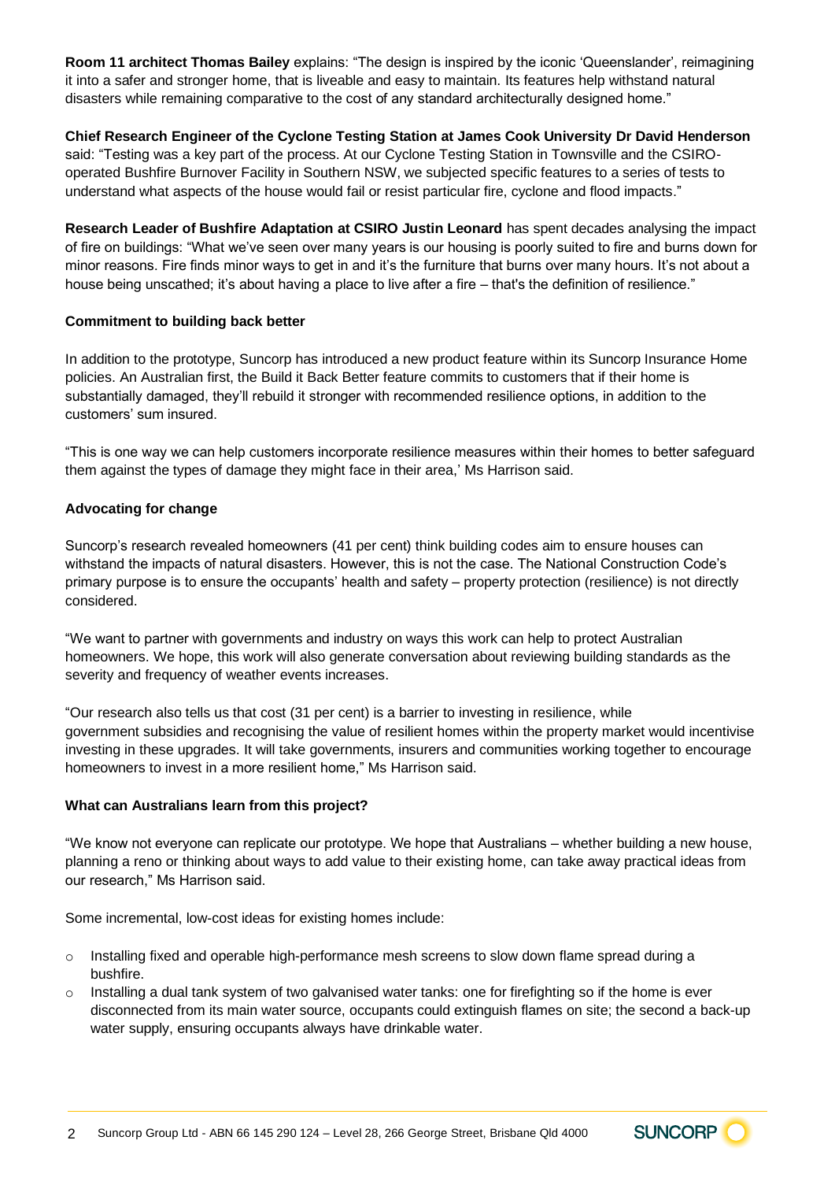**Room 11 architect Thomas Bailey** explains: "The design is inspired by the iconic 'Queenslander', reimagining it into a safer and stronger home, that is liveable and easy to maintain. Its features help withstand natural disasters while remaining comparative to the cost of any standard architecturally designed home."

**Chief Research Engineer of the Cyclone Testing Station at James Cook University Dr David Henderson** said: "Testing was a key part of the process. At our Cyclone Testing Station in Townsville and the CSIRO-operated Bushfire Burnover Facility in Southern NSW, we subjected specific features to a series of tests to understand what aspects of the house would fail or resist particular fire, cyclone and flood impacts."

**Research Leader of Bushfire Adaptation at CSIRO Justin Leonard** has spent decades analysing the impact of fire on buildings: "What we've seen over many years is our housing is poorly suited to fire and burns down for minor reasons. Fire finds minor ways to get in and it's the furniture that burns over many hours. It's not about a house being unscathed; it's about having a place to live after a fire – that's the definition of resilience."

**Commitment to building back better**

In addition to the prototype, Suncorp has introduced a new product feature within its Suncorp Insurance Home policies. An Australian first, the Build it Back Better feature commits to customers that if their home is substantially damaged, they'll rebuild it stronger with recommended resilience options, in addition to the customers' sum insured.

"This is one way we can help customers incorporate resilience measures within their homes to better safeguard them against the types of damage they might face in their area,' Ms Harrison said.

**Advocating for change**

Suncorp's research revealed homeowners (41 per cent) think building codes aim to ensure houses can withstand the impacts of natural disasters. However, this is not the case. The National Construction Code's primary purpose is to ensure the occupants' health and safety – property protection (resilience) is not directly considered.

"We want to partner with governments and industry on ways this work can help to protect Australian homeowners. We hope, this work will also generate conversation about reviewing building standards as the severity and frequency of weather events increases.

"Our research also tells us that cost (31 per cent) is a barrier to investing in resilience, while government subsidies and recognising the value of resilient homes within the property market would incentivise investing in these upgrades. It will take governments, insurers and communities working together to encourage homeowners to invest in a more resilient home," Ms Harrison said.

**What can Australians learn from this project?**

"We know not everyone can replicate our prototype. We hope that Australians – whether building a new house, planning a reno or thinking about ways to add value to their existing home, can take away practical ideas from our research," Ms Harrison said.

Some incremental, low-cost ideas for existing homes include:

- Installing fixed and operable high-performance mesh screens to slow down flame spread during a bushfire.
- Installing a dual tank system of two galvanised water tanks: one for firefighting so if the home is ever disconnected from its main water source, occupants could extinguish flames on site; the second a back-up water supply, ensuring occupants always have drinkable water.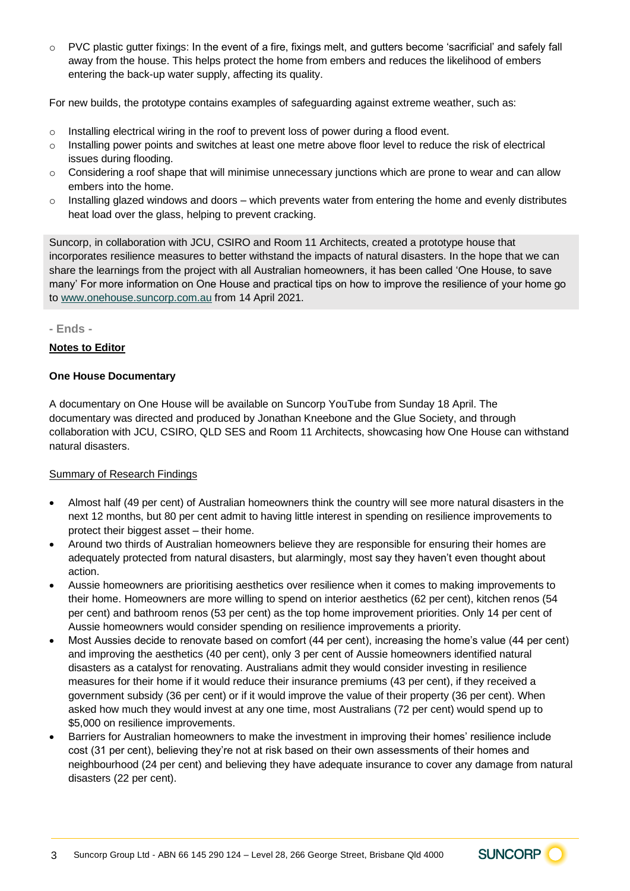- PVC plastic gutter fixings: In the event of a fire, fixings melt, and gutters become 'sacrificial' and safely fall away from the house. This helps protect the home from embers and reduces the likelihood of embers entering the back-up water supply, affecting its quality.

For new builds, the prototype contains examples of safeguarding against extreme weather, such as:

- Installing electrical wiring in the roof to prevent loss of power during a flood event.
- Installing power points and switches at least one metre above floor level to reduce the risk of electrical issues during flooding.
- Considering a roof shape that will minimise unnecessary junctions which are prone to wear and can allow embers into the home.
- Installing glazed windows and doors – which prevents water from entering the home and evenly distributes heat load over the glass, helping to prevent cracking.

Suncorp, in collaboration with JCU, CSIRO and Room 11 Architects, created a prototype house that incorporates resilience measures to better withstand the impacts of natural disasters. In the hope that we can share the learnings from the project with all Australian homeowners, it has been called 'One House, to save many' For more information on One House and practical tips on how to improve the resilience of your home go to [www.onehouse.suncorp.com.au](http://www.onehouse.suncorp.com.au) from 14 April 2021.

**- Ends -**

**Notes to Editor**

**One House Documentary**

A documentary on One House will be available on Suncorp YouTube from Sunday 18 April. The documentary was directed and produced by Jonathan Kneebone and the Glue Society, and through collaboration with JCU, CSIRO, QLD SES and Room 11 Architects, showcasing how One House can withstand natural disasters.

Summary of Research Findings

- Almost half (49 per cent) of Australian homeowners think the country will see more natural disasters in the next 12 months, but 80 per cent admit to having little interest in spending on resilience improvements to protect their biggest asset – their home.
- Around two thirds of Australian homeowners believe they are responsible for ensuring their homes are adequately protected from natural disasters, but alarmingly, most say they haven't even thought about action.
- Aussie homeowners are prioritising aesthetics over resilience when it comes to making improvements to their home. Homeowners are more willing to spend on interior aesthetics (62 per cent), kitchen renos (54 per cent) and bathroom renos (53 per cent) as the top home improvement priorities. Only 14 per cent of Aussie homeowners would consider spending on resilience improvements a priority.
- Most Aussies decide to renovate based on comfort (44 per cent), increasing the home's value (44 per cent) and improving the aesthetics (40 per cent), only 3 per cent of Aussie homeowners identified natural disasters as a catalyst for renovating. Australians admit they would consider investing in resilience measures for their home if it would reduce their insurance premiums (43 per cent), if they received a government subsidy (36 per cent) or if it would improve the value of their property (36 per cent). When asked how much they would invest at any one time, most Australians (72 per cent) would spend up to $5,000 on resilience improvements.
- Barriers for Australian homeowners to make the investment in improving their homes' resilience include cost (31 per cent), believing they're not at risk based on their own assessments of their homes and neighbourhood (24 per cent) and believing they have adequate insurance to cover any damage from natural disasters (22 per cent).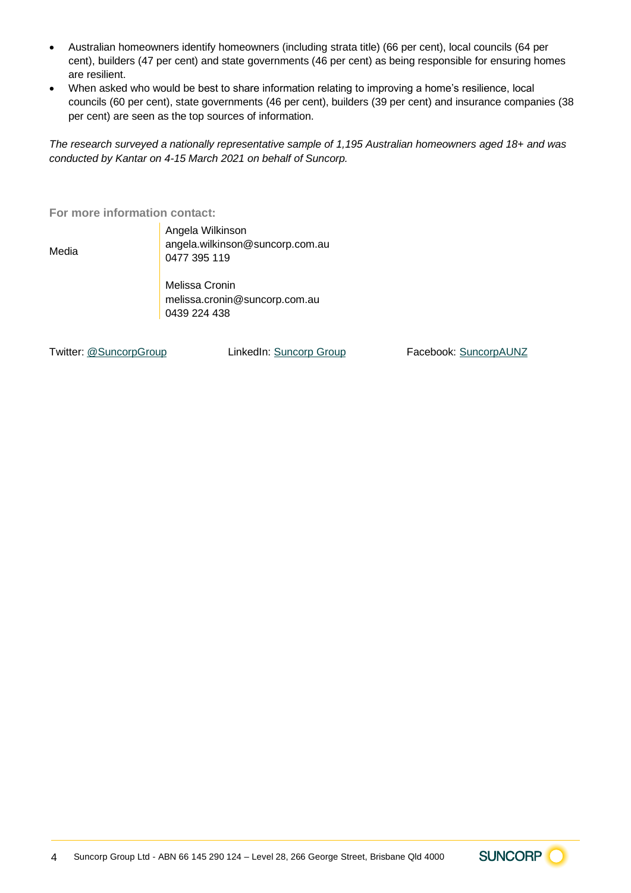- Australian homeowners identify homeowners (including strata title) (66 per cent), local councils (64 per cent), builders (47 per cent) and state governments (46 per cent) as being responsible for ensuring homes are resilient.
- When asked who would be best to share information relating to improving a home's resilience, local councils (60 per cent), state governments (46 per cent), builders (39 per cent) and insurance companies (38 per cent) are seen as the top sources of information.

*The research surveyed a nationally representative sample of 1,195 Australian homeowners aged 18+ and was conducted by Kantar on 4-15 March 2021 on behalf of Suncorp.*

**For more information contact:**

| | |
|---|---|
| Media | Angela Wilkinson<br>angela.wilkinson@suncorp.com.au<br>0477 395 119<br><br>Melissa Cronin<br>melissa.cronin@suncorp.com.au<br>0439 224 438 |

Twitter: @SuncorpGroup LinkedIn: Suncorp Group Facebook: SuncorpAUNZ

Suncorp Group Ltd - ABN 66 145 290 124 – Level 28, 266 George Street, Brisbane Qld 4000